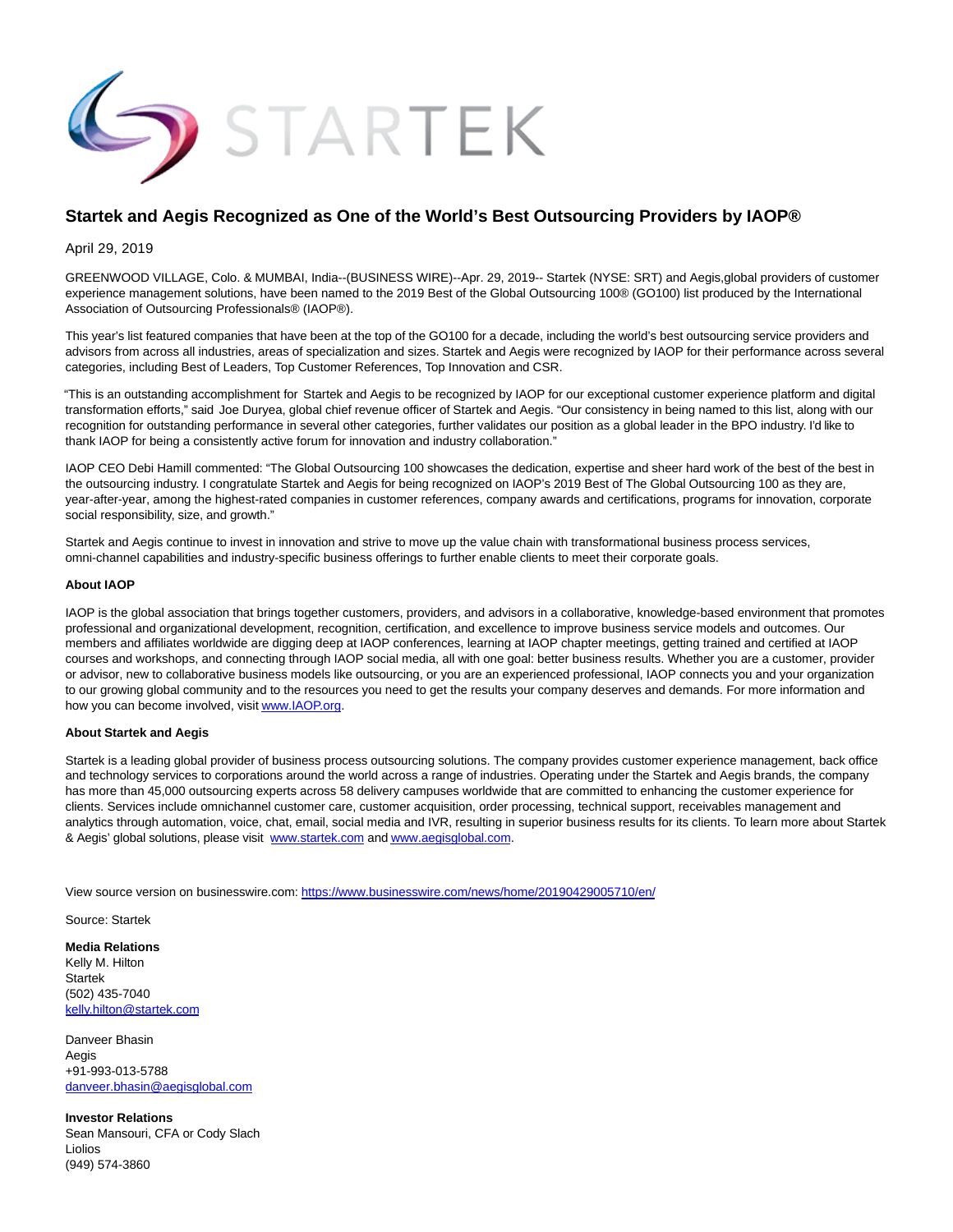STARTEK

# Startek and Aegis Recognized as One of the World's Best Outsourcing Providers by IAOP®

April 29, 2019

GREENWOOD VILLAGE, Colo. & MUMBAI, India--(BUSINESS WIRE)--Apr. 29, 2019-- Startek (NYSE: SRT) and Aegis,global providers of customer experience management solutions, have been named to the 2019 Best of the Global Outsourcing 100® (GO100) list produced by the International Association of Outsourcing Professionals® (IAOP®).

This year's list featured companies that have been at the top of the GO100 for a decade, including the world's best outsourcing service providers and advisors from across all industries, areas of specialization and sizes. Startek and Aegis were recognized by IAOP for their performance across several categories, including Best of Leaders, Top Customer References, Top Innovation and CSR.

"This is an outstanding accomplishment for Startek and Aegis to be recognized by IAOP for our exceptional customer experience platform and digital transformation efforts," said Joe Duryea, global chief revenue officer of Startek and Aegis. "Our consistency in being named to this list, along with our recognition for outstanding performance in several other categories, further validates our position as a global leader in the BPO industry. I'd like to thank IAOP for being a consistently active forum for innovation and industry collaboration."

IAOP CEO Debi Hamill commented: "The Global Outsourcing 100 showcases the dedication, expertise and sheer hard work of the best of the best in the outsourcing industry. I congratulate Startek and Aegis for being recognized on IAOP's 2019 Best of The Global Outsourcing 100 as they are, year-after-year, among the highest-rated companies in customer references, company awards and certifications, programs for innovation, corporate social responsibility, size, and growth."

Startek and Aegis continue to invest in innovation and strive to move up the value chain with transformational business process services, omni-channel capabilities and industry-specific business offerings to further enable clients to meet their corporate goals.

**About IAOP**

IAOP is the global association that brings together customers, providers, and advisors in a collaborative, knowledge-based environment that promotes professional and organizational development, recognition, certification, and excellence to improve business service models and outcomes. Our members and affiliates worldwide are digging deep at IAOP conferences, learning at IAOP chapter meetings, getting trained and certified at IAOP courses and workshops, and connecting through IAOP social media, all with one goal: better business results. Whether you are a customer, provider or advisor, new to collaborative business models like outsourcing, or you are an experienced professional, IAOP connects you and your organization to our growing global community and to the resources you need to get the results your company deserves and demands. For more information and how you can become involved, visit www.IAOP.org.

**About Startek and Aegis**

Startek is a leading global provider of business process outsourcing solutions. The company provides customer experience management, back office and technology services to corporations around the world across a range of industries. Operating under the Startek and Aegis brands, the company has more than 45,000 outsourcing experts across 58 delivery campuses worldwide that are committed to enhancing the customer experience for clients. Services include omnichannel customer care, customer acquisition, order processing, technical support, receivables management and analytics through automation, voice, chat, email, social media and IVR, resulting in superior business results for its clients. To learn more about Startek & Aegis' global solutions, please visit www.startek.com and www.aegisglobal.com.

View source version on businesswire.com: https://www.businesswire.com/news/home/20190429005710/en/

Source: Startek

**Media Relations**
Kelly M. Hilton
Startek
(502) 435-7040
kelly.hilton@startek.com

Danveer Bhasin
Aegis
+91-993-013-5788
danveer.bhasin@aegisglobal.com

**Investor Relations**
Sean Mansouri, CFA or Cody Slach
Liolios
(949) 574-3860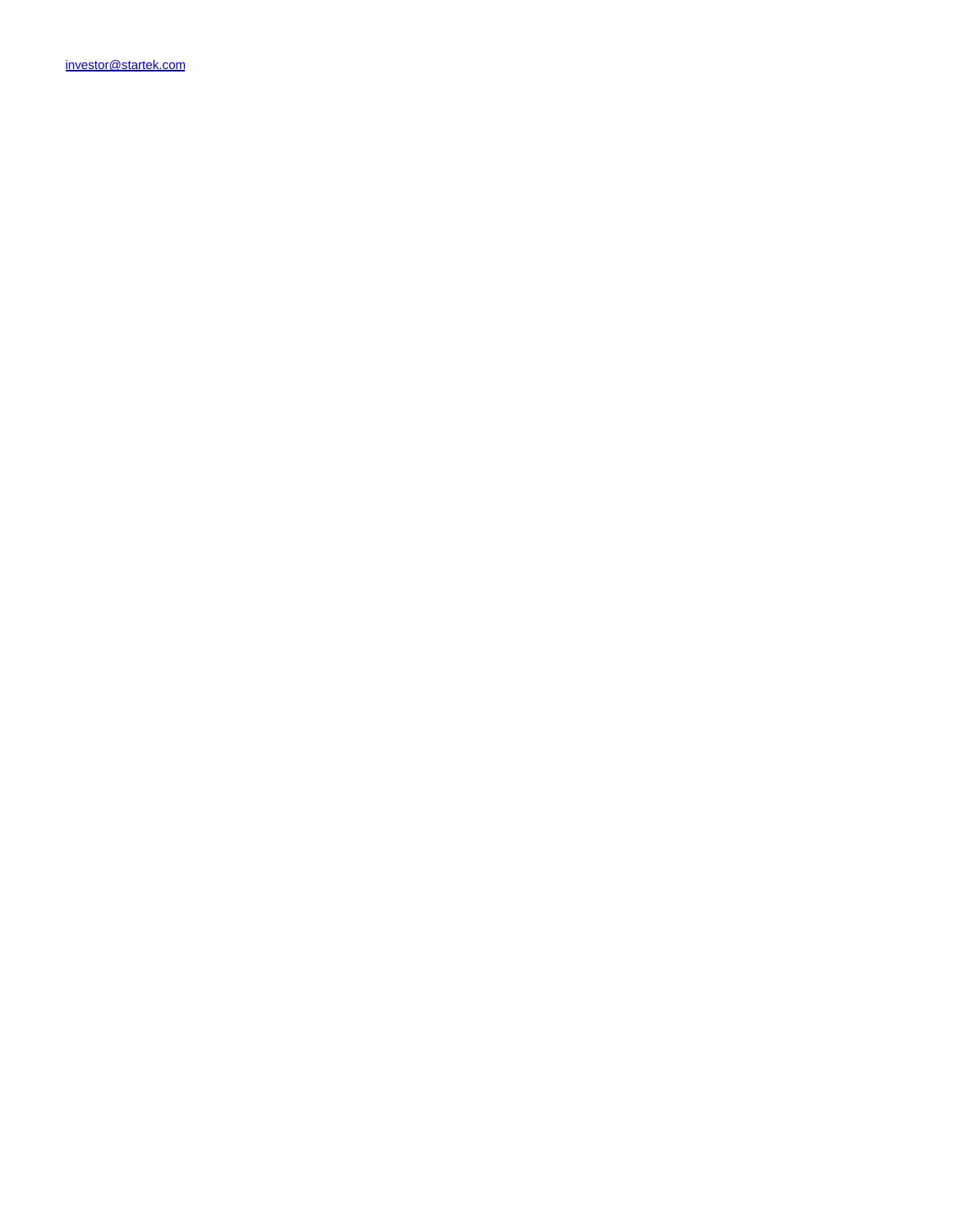investor@startek.com